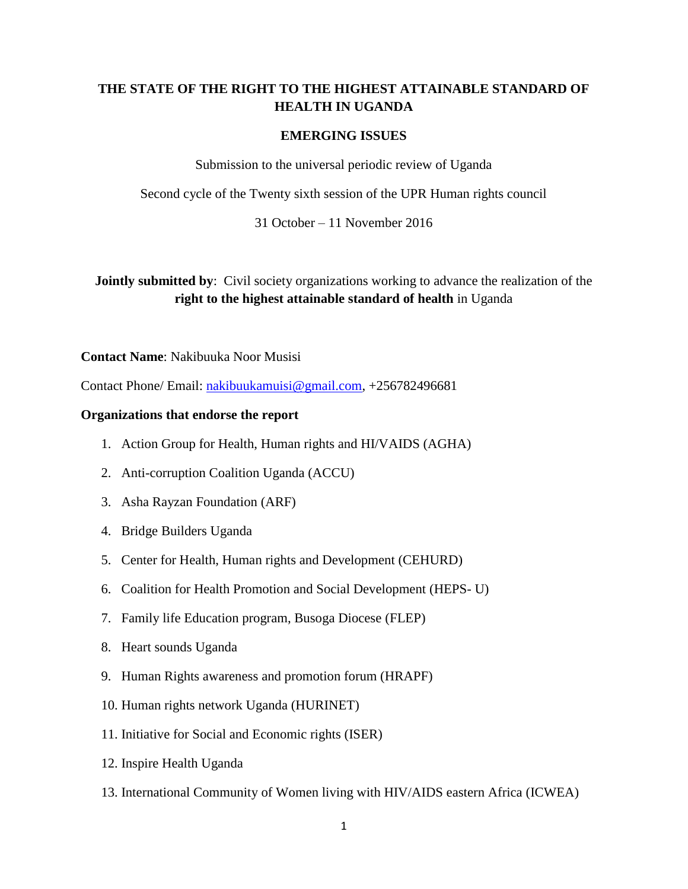# THE STATE OF THE RIGHT TO THE HIGHEST ATTAINABLE STANDARD OF HEALTH IN UGANDA

## EMERGING ISSUES

Submission to the universal periodic review of Uganda

Second cycle of the Twenty sixth session of the UPR Human rights council

31 October – 11 November 2016

**Jointly submitted by**: Civil society organizations working to advance the realization of the **right to the highest attainable standard of health** in Uganda

**Contact Name**: Nakibuuka Noor Musisi

Contact Phone/ Email: nakibuukamuisi@gmail.com, +256782496681

**Organizations that endorse the report**

1. Action Group for Health, Human rights and HI/VAIDS (AGHA)
2. Anti-corruption Coalition Uganda (ACCU)
3. Asha Rayzan Foundation (ARF)
4. Bridge Builders Uganda
5. Center for Health, Human rights and Development (CEHURD)
6. Coalition for Health Promotion and Social Development (HEPS- U)
7. Family life Education program, Busoga Diocese (FLEP)
8. Heart sounds Uganda
9. Human Rights awareness and promotion forum (HRAPF)
10. Human rights network Uganda (HURINET)
11. Initiative for Social and Economic rights (ISER)
12. Inspire Health Uganda
13. International Community of Women living with HIV/AIDS eastern Africa (ICWEA)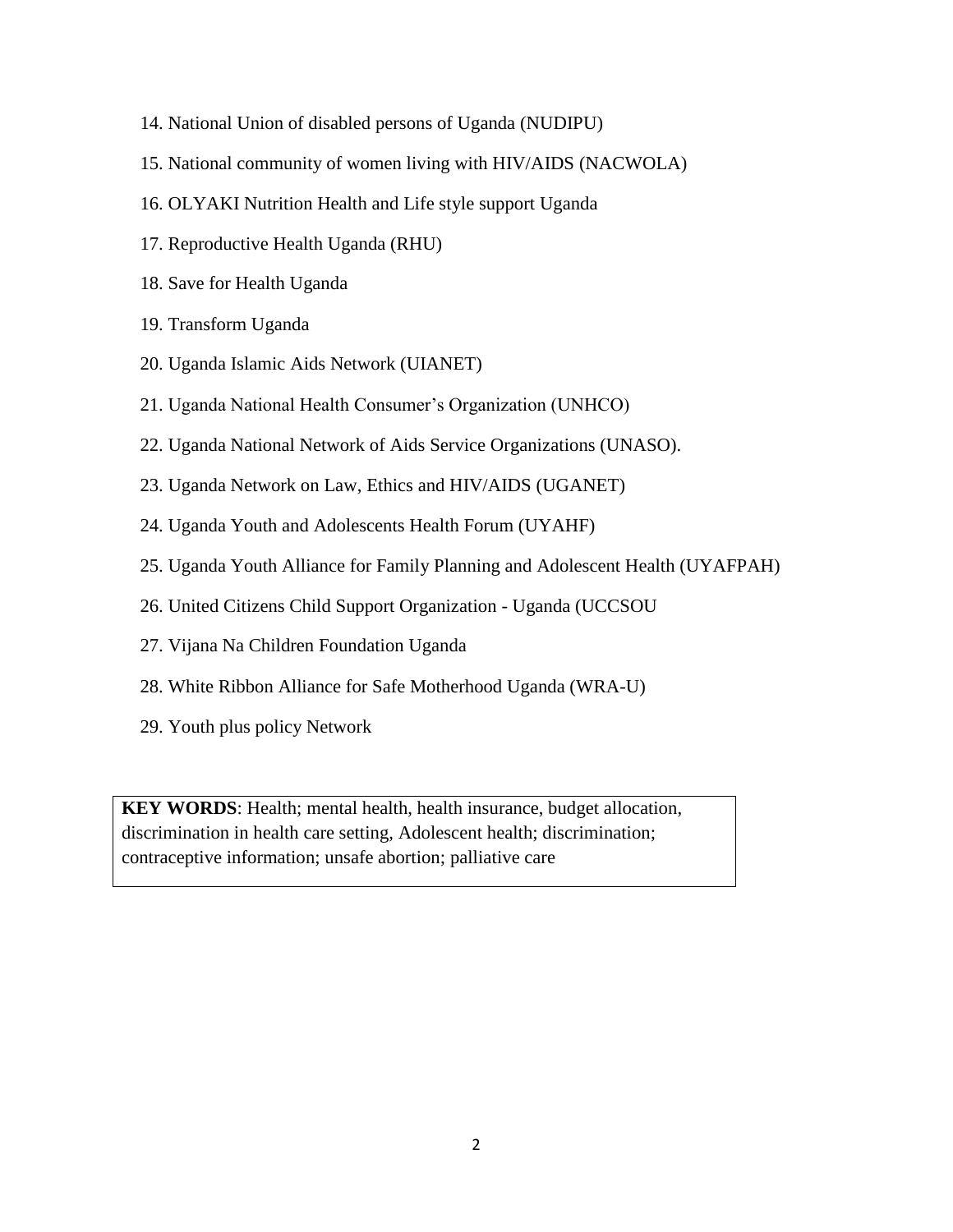14. National Union of disabled persons of Uganda (NUDIPU)
15. National community of women living with HIV/AIDS (NACWOLA)
16. OLYAKI Nutrition Health and Life style support Uganda
17. Reproductive Health Uganda (RHU)
18. Save for Health Uganda
19. Transform Uganda
20. Uganda Islamic Aids Network (UIANET)
21. Uganda National Health Consumer's Organization (UNHCO)
22. Uganda National Network of Aids Service Organizations (UNASO).
23. Uganda Network on Law, Ethics and HIV/AIDS (UGANET)
24. Uganda Youth and Adolescents Health Forum (UYAHF)
25. Uganda Youth Alliance for Family Planning and Adolescent Health (UYAFPAH)
26. United Citizens Child Support Organization - Uganda (UCCSOU
27. Vijana Na Children Foundation Uganda
28. White Ribbon Alliance for Safe Motherhood Uganda (WRA-U)
29. Youth plus policy Network

**KEY WORDS**: Health; mental health, health insurance, budget allocation, discrimination in health care setting, Adolescent health; discrimination; contraceptive information; unsafe abortion; palliative care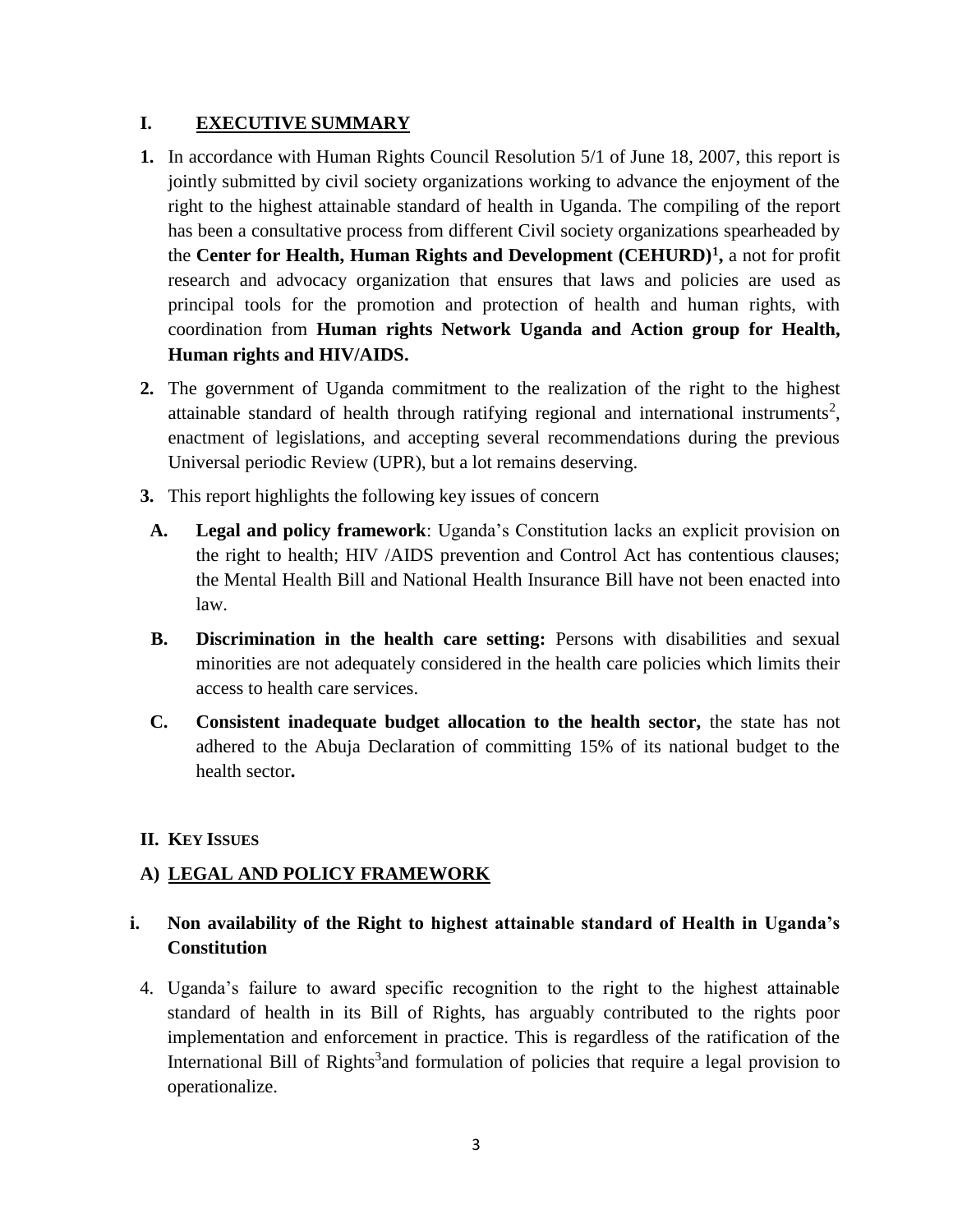# I. EXECUTIVE SUMMARY

1. In accordance with Human Rights Council Resolution 5/1 of June 18, 2007, this report is jointly submitted by civil society organizations working to advance the enjoyment of the right to the highest attainable standard of health in Uganda. The compiling of the report has been a consultative process from different Civil society organizations spearheaded by the **Center for Health, Human Rights and Development (CEHURD)[1],** a not for profit research and advocacy organization that ensures that laws and policies are used as principal tools for the promotion and protection of health and human rights, with coordination from **Human rights Network Uganda and Action group for Health, Human rights and HIV/AIDS.**

2. The government of Uganda commitment to the realization of the right to the highest attainable standard of health through ratifying regional and international instruments[2], enactment of legislations, and accepting several recommendations during the previous Universal periodic Review (UPR), but a lot remains deserving.

3. This report highlights the following key issues of concern

   **A. Legal and policy framework**: Uganda's Constitution lacks an explicit provision on the right to health; HIV /AIDS prevention and Control Act has contentious clauses; the Mental Health Bill and National Health Insurance Bill have not been enacted into law.

   **B. Discrimination in the health care setting:** Persons with disabilities and sexual minorities are not adequately considered in the health care policies which limits their access to health care services.

   **C. Consistent inadequate budget allocation to the health sector,** the state has not adhered to the Abuja Declaration of committing 15% of its national budget to the health sector**.**

# II. KEY ISSUES

## A) LEGAL AND POLICY FRAMEWORK

### i. Non availability of the Right to highest attainable standard of Health in Uganda's Constitution

4. Uganda's failure to award specific recognition to the right to the highest attainable standard of health in its Bill of Rights, has arguably contributed to the rights poor implementation and enforcement in practice. This is regardless of the ratification of the International Bill of Rights[3]and formulation of policies that require a legal provision to operationalize.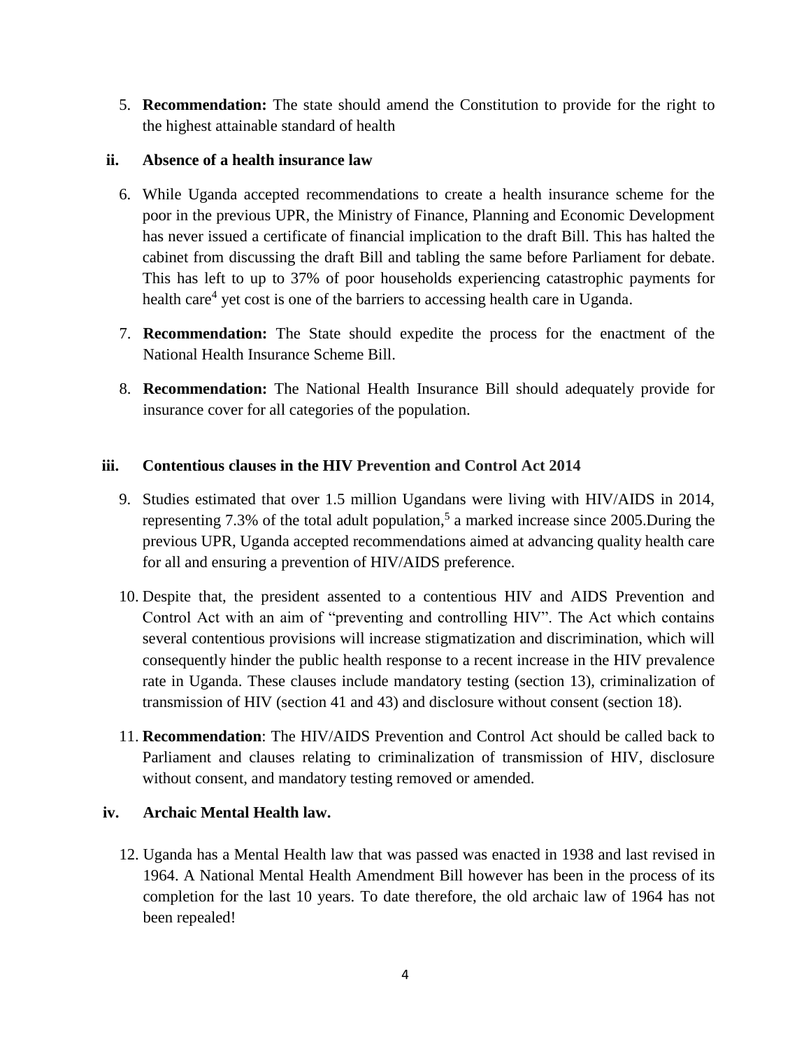5. **Recommendation:** The state should amend the Constitution to provide for the right to the highest attainable standard of health

### ii. Absence of a health insurance law

6. While Uganda accepted recommendations to create a health insurance scheme for the poor in the previous UPR, the Ministry of Finance, Planning and Economic Development has never issued a certificate of financial implication to the draft Bill. This has halted the cabinet from discussing the draft Bill and tabling the same before Parliament for debate. This has left to up to 37% of poor households experiencing catastrophic payments for health care[4] yet cost is one of the barriers to accessing health care in Uganda.

7. **Recommendation:** The State should expedite the process for the enactment of the National Health Insurance Scheme Bill.

8. **Recommendation:** The National Health Insurance Bill should adequately provide for insurance cover for all categories of the population.

### iii. Contentious clauses in the HIV Prevention and Control Act 2014

9. Studies estimated that over 1.5 million Ugandans were living with HIV/AIDS in 2014, representing 7.3% of the total adult population,[5] a marked increase since 2005.During the previous UPR, Uganda accepted recommendations aimed at advancing quality health care for all and ensuring a prevention of HIV/AIDS preference.

10. Despite that, the president assented to a contentious HIV and AIDS Prevention and Control Act with an aim of "preventing and controlling HIV". The Act which contains several contentious provisions will increase stigmatization and discrimination, which will consequently hinder the public health response to a recent increase in the HIV prevalence rate in Uganda. These clauses include mandatory testing (section 13), criminalization of transmission of HIV (section 41 and 43) and disclosure without consent (section 18).

11. **Recommendation**: The HIV/AIDS Prevention and Control Act should be called back to Parliament and clauses relating to criminalization of transmission of HIV, disclosure without consent, and mandatory testing removed or amended.

### iv. Archaic Mental Health law.

12. Uganda has a Mental Health law that was passed was enacted in 1938 and last revised in 1964. A National Mental Health Amendment Bill however has been in the process of its completion for the last 10 years. To date therefore, the old archaic law of 1964 has not been repealed!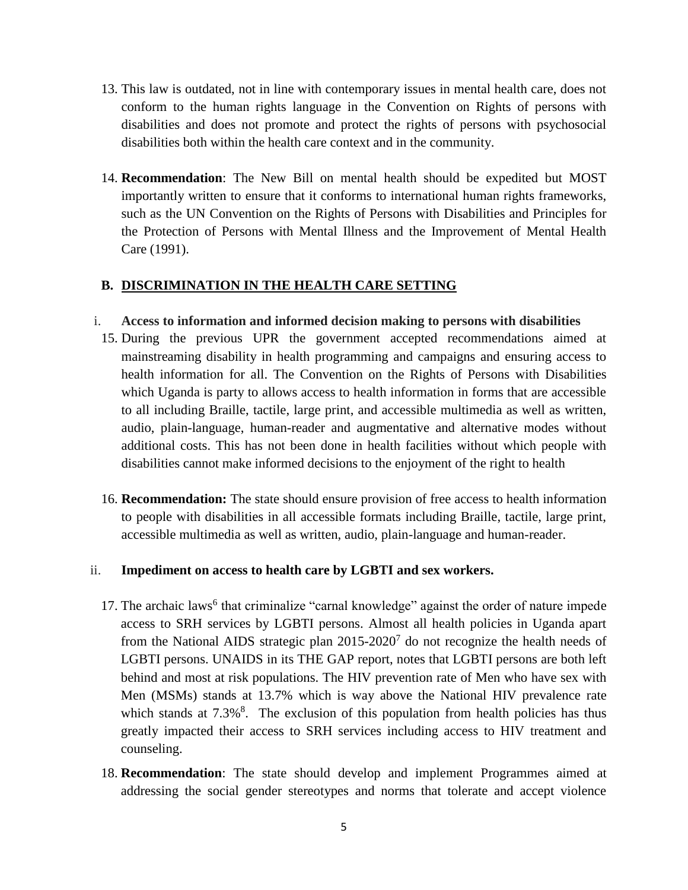13. This law is outdated, not in line with contemporary issues in mental health care, does not conform to the human rights language in the Convention on Rights of persons with disabilities and does not promote and protect the rights of persons with psychosocial disabilities both within the health care context and in the community.

14. **Recommendation**: The New Bill on mental health should be expedited but MOST importantly written to ensure that it conforms to international human rights frameworks, such as the UN Convention on the Rights of Persons with Disabilities and Principles for the Protection of Persons with Mental Illness and the Improvement of Mental Health Care (1991).

## B. DISCRIMINATION IN THE HEALTH CARE SETTING

### i. Access to information and informed decision making to persons with disabilities

15. During the previous UPR the government accepted recommendations aimed at mainstreaming disability in health programming and campaigns and ensuring access to health information for all. The Convention on the Rights of Persons with Disabilities which Uganda is party to allows access to health information in forms that are accessible to all including Braille, tactile, large print, and accessible multimedia as well as written, audio, plain-language, human-reader and augmentative and alternative modes without additional costs. This has not been done in health facilities without which people with disabilities cannot make informed decisions to the enjoyment of the right to health

16. **Recommendation:** The state should ensure provision of free access to health information to people with disabilities in all accessible formats including Braille, tactile, large print, accessible multimedia as well as written, audio, plain-language and human-reader.

### ii. Impediment on access to health care by LGBTI and sex workers.

17. The archaic laws[6] that criminalize "carnal knowledge" against the order of nature impede access to SRH services by LGBTI persons. Almost all health policies in Uganda apart from the National AIDS strategic plan 2015-2020[7] do not recognize the health needs of LGBTI persons. UNAIDS in its THE GAP report, notes that LGBTI persons are both left behind and most at risk populations. The HIV prevention rate of Men who have sex with Men (MSMs) stands at 13.7% which is way above the National HIV prevalence rate which stands at 7.3%[8]. The exclusion of this population from health policies has thus greatly impacted their access to SRH services including access to HIV treatment and counseling.

18. **Recommendation**: The state should develop and implement Programmes aimed at addressing the social gender stereotypes and norms that tolerate and accept violence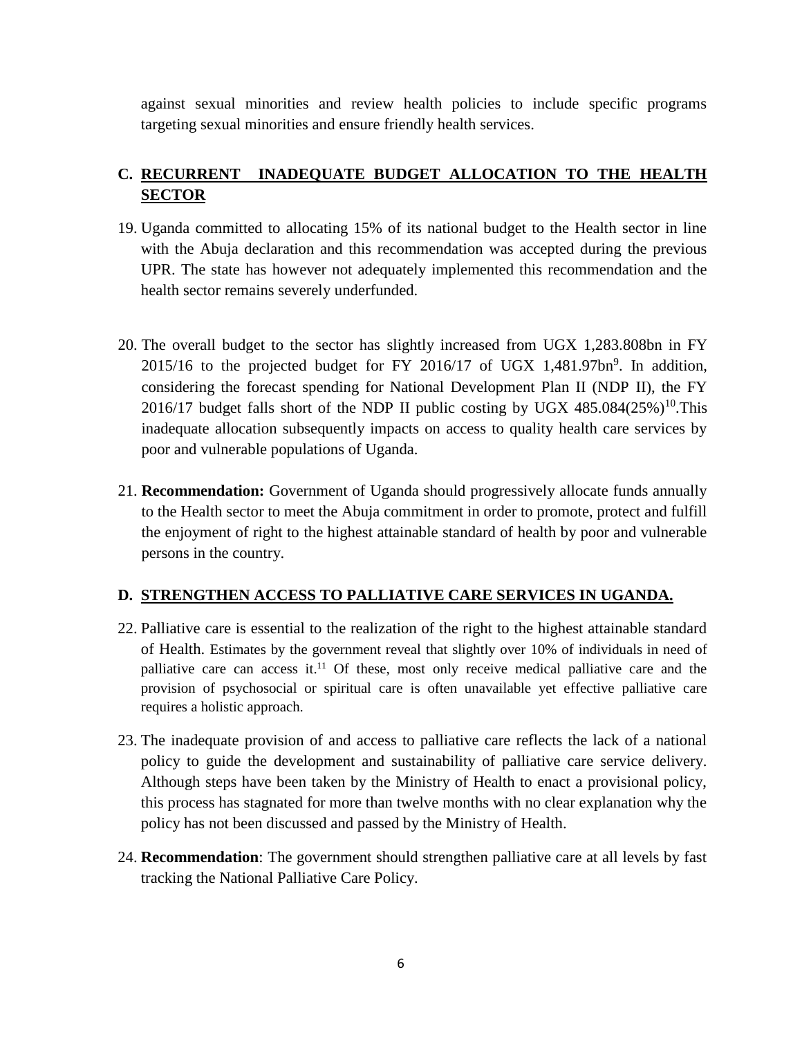against sexual minorities and review health policies to include specific programs targeting sexual minorities and ensure friendly health services.

## C. RECURRENT INADEQUATE BUDGET ALLOCATION TO THE HEALTH SECTOR

19. Uganda committed to allocating 15% of its national budget to the Health sector in line with the Abuja declaration and this recommendation was accepted during the previous UPR. The state has however not adequately implemented this recommendation and the health sector remains severely underfunded.

20. The overall budget to the sector has slightly increased from UGX 1,283.808bn in FY 2015/16 to the projected budget for FY 2016/17 of UGX 1,481.97bn[9]. In addition, considering the forecast spending for National Development Plan II (NDP II), the FY 2016/17 budget falls short of the NDP II public costing by UGX 485.084(25%)[10].This inadequate allocation subsequently impacts on access to quality health care services by poor and vulnerable populations of Uganda.

21. **Recommendation:** Government of Uganda should progressively allocate funds annually to the Health sector to meet the Abuja commitment in order to promote, protect and fulfill the enjoyment of right to the highest attainable standard of health by poor and vulnerable persons in the country.

## D. STRENGTHEN ACCESS TO PALLIATIVE CARE SERVICES IN UGANDA.

22. Palliative care is essential to the realization of the right to the highest attainable standard of Health. Estimates by the government reveal that slightly over 10% of individuals in need of palliative care can access it.[11] Of these, most only receive medical palliative care and the provision of psychosocial or spiritual care is often unavailable yet effective palliative care requires a holistic approach.

23. The inadequate provision of and access to palliative care reflects the lack of a national policy to guide the development and sustainability of palliative care service delivery. Although steps have been taken by the Ministry of Health to enact a provisional policy, this process has stagnated for more than twelve months with no clear explanation why the policy has not been discussed and passed by the Ministry of Health.

24. **Recommendation**: The government should strengthen palliative care at all levels by fast tracking the National Palliative Care Policy.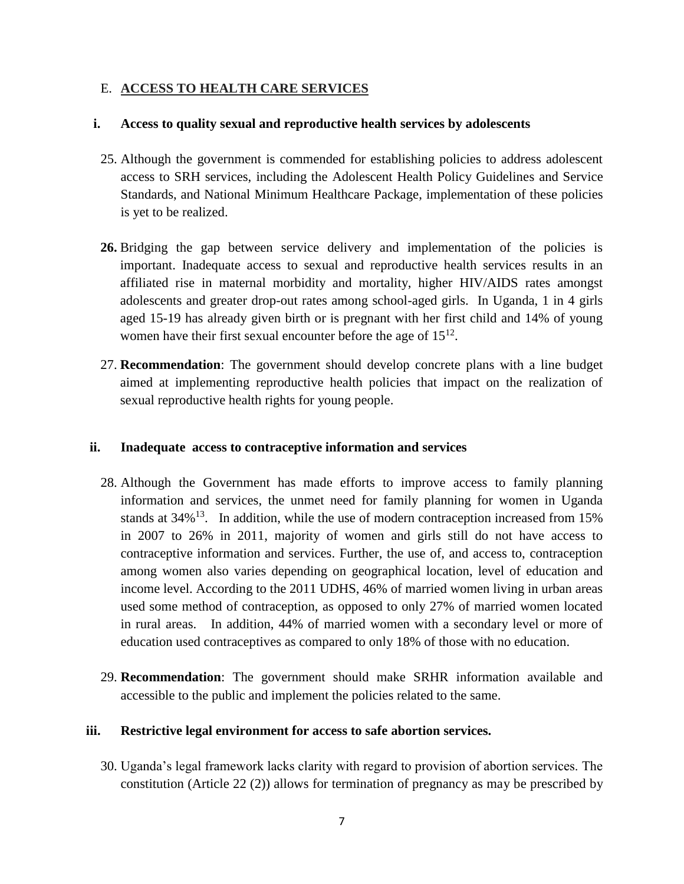## E. ACCESS TO HEALTH CARE SERVICES

### i. Access to quality sexual and reproductive health services by adolescents

25. Although the government is commended for establishing policies to address adolescent access to SRH services, including the Adolescent Health Policy Guidelines and Service Standards, and National Minimum Healthcare Package, implementation of these policies is yet to be realized.

**26.** Bridging the gap between service delivery and implementation of the policies is important. Inadequate access to sexual and reproductive health services results in an affiliated rise in maternal morbidity and mortality, higher HIV/AIDS rates amongst adolescents and greater drop-out rates among school-aged girls. In Uganda, 1 in 4 girls aged 15-19 has already given birth or is pregnant with her first child and 14% of young women have their first sexual encounter before the age of 15[12].

27. **Recommendation**: The government should develop concrete plans with a line budget aimed at implementing reproductive health policies that impact on the realization of sexual reproductive health rights for young people.

### ii. Inadequate access to contraceptive information and services

28. Although the Government has made efforts to improve access to family planning information and services, the unmet need for family planning for women in Uganda stands at 34%[13]. In addition, while the use of modern contraception increased from 15% in 2007 to 26% in 2011, majority of women and girls still do not have access to contraceptive information and services. Further, the use of, and access to, contraception among women also varies depending on geographical location, level of education and income level. According to the 2011 UDHS, 46% of married women living in urban areas used some method of contraception, as opposed to only 27% of married women located in rural areas. In addition, 44% of married women with a secondary level or more of education used contraceptives as compared to only 18% of those with no education.

29. **Recommendation**: The government should make SRHR information available and accessible to the public and implement the policies related to the same.

### iii. Restrictive legal environment for access to safe abortion services.

30. Uganda's legal framework lacks clarity with regard to provision of abortion services. The constitution (Article 22 (2)) allows for termination of pregnancy as may be prescribed by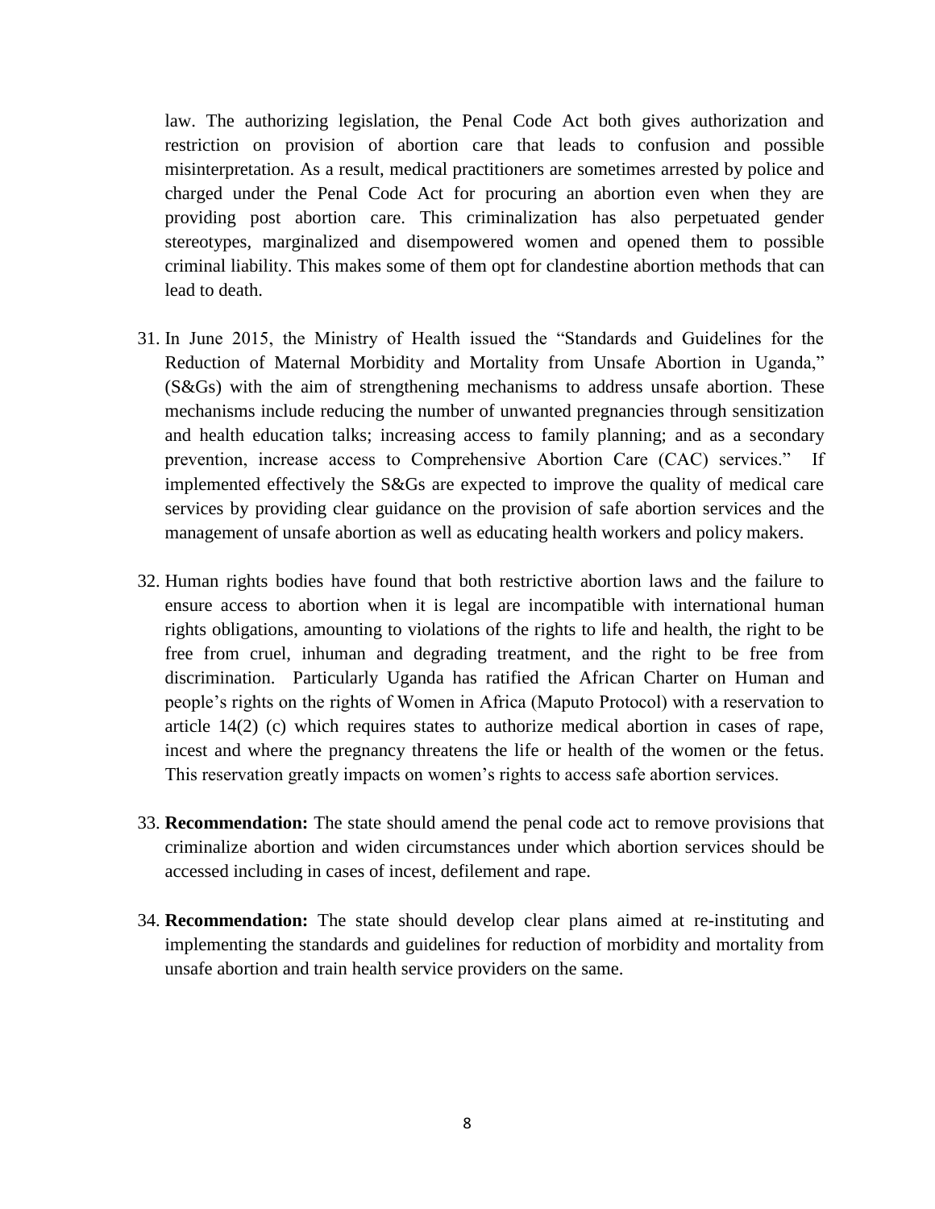law. The authorizing legislation, the Penal Code Act both gives authorization and restriction on provision of abortion care that leads to confusion and possible misinterpretation. As a result, medical practitioners are sometimes arrested by police and charged under the Penal Code Act for procuring an abortion even when they are providing post abortion care. This criminalization has also perpetuated gender stereotypes, marginalized and disempowered women and opened them to possible criminal liability. This makes some of them opt for clandestine abortion methods that can lead to death.

31. In June 2015, the Ministry of Health issued the "Standards and Guidelines for the Reduction of Maternal Morbidity and Mortality from Unsafe Abortion in Uganda," (S&Gs) with the aim of strengthening mechanisms to address unsafe abortion. These mechanisms include reducing the number of unwanted pregnancies through sensitization and health education talks; increasing access to family planning; and as a secondary prevention, increase access to Comprehensive Abortion Care (CAC) services." If implemented effectively the S&Gs are expected to improve the quality of medical care services by providing clear guidance on the provision of safe abortion services and the management of unsafe abortion as well as educating health workers and policy makers.

32. Human rights bodies have found that both restrictive abortion laws and the failure to ensure access to abortion when it is legal are incompatible with international human rights obligations, amounting to violations of the rights to life and health, the right to be free from cruel, inhuman and degrading treatment, and the right to be free from discrimination. Particularly Uganda has ratified the African Charter on Human and people's rights on the rights of Women in Africa (Maputo Protocol) with a reservation to article 14(2) (c) which requires states to authorize medical abortion in cases of rape, incest and where the pregnancy threatens the life or health of the women or the fetus. This reservation greatly impacts on women's rights to access safe abortion services.

33. **Recommendation:** The state should amend the penal code act to remove provisions that criminalize abortion and widen circumstances under which abortion services should be accessed including in cases of incest, defilement and rape.

34. **Recommendation:** The state should develop clear plans aimed at re-instituting and implementing the standards and guidelines for reduction of morbidity and mortality from unsafe abortion and train health service providers on the same.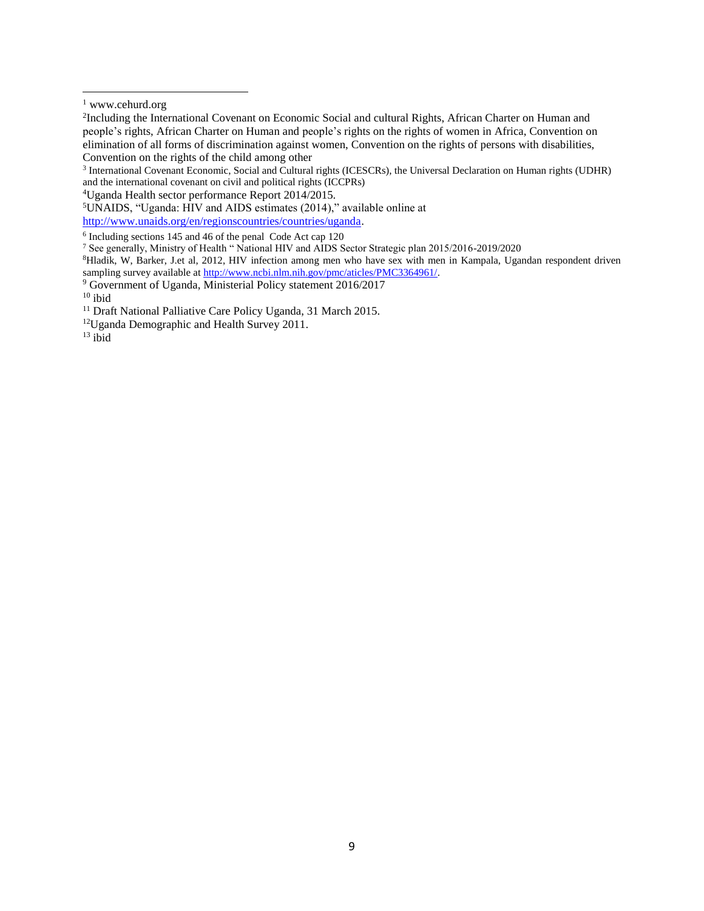[1] www.cehurd.org

[2]Including the International Covenant on Economic Social and cultural Rights, African Charter on Human and people's rights, African Charter on Human and people's rights on the rights of women in Africa, Convention on elimination of all forms of discrimination against women, Convention on the rights of persons with disabilities, Convention on the rights of the child among other

[3] International Covenant Economic, Social and Cultural rights (ICESCRs), the Universal Declaration on Human rights (UDHR) and the international covenant on civil and political rights (ICCPRs)

[4]Uganda Health sector performance Report 2014/2015.

[5]UNAIDS, "Uganda: HIV and AIDS estimates (2014)," available online at http://www.unaids.org/en/regionscountries/countries/uganda.

[6] Including sections 145 and 46 of the penal Code Act cap 120

[7] See generally, Ministry of Health " National HIV and AIDS Sector Strategic plan 2015/2016-2019/2020

[8]Hladik, W, Barker, J.et al, 2012, HIV infection among men who have sex with men in Kampala, Ugandan respondent driven sampling survey available at http://www.ncbi.nlm.nih.gov/pmc/aticles/PMC3364961/.

[9] Government of Uganda, Ministerial Policy statement 2016/2017

[10] ibid

[11] Draft National Palliative Care Policy Uganda, 31 March 2015.

[12]Uganda Demographic and Health Survey 2011.

[13] ibid